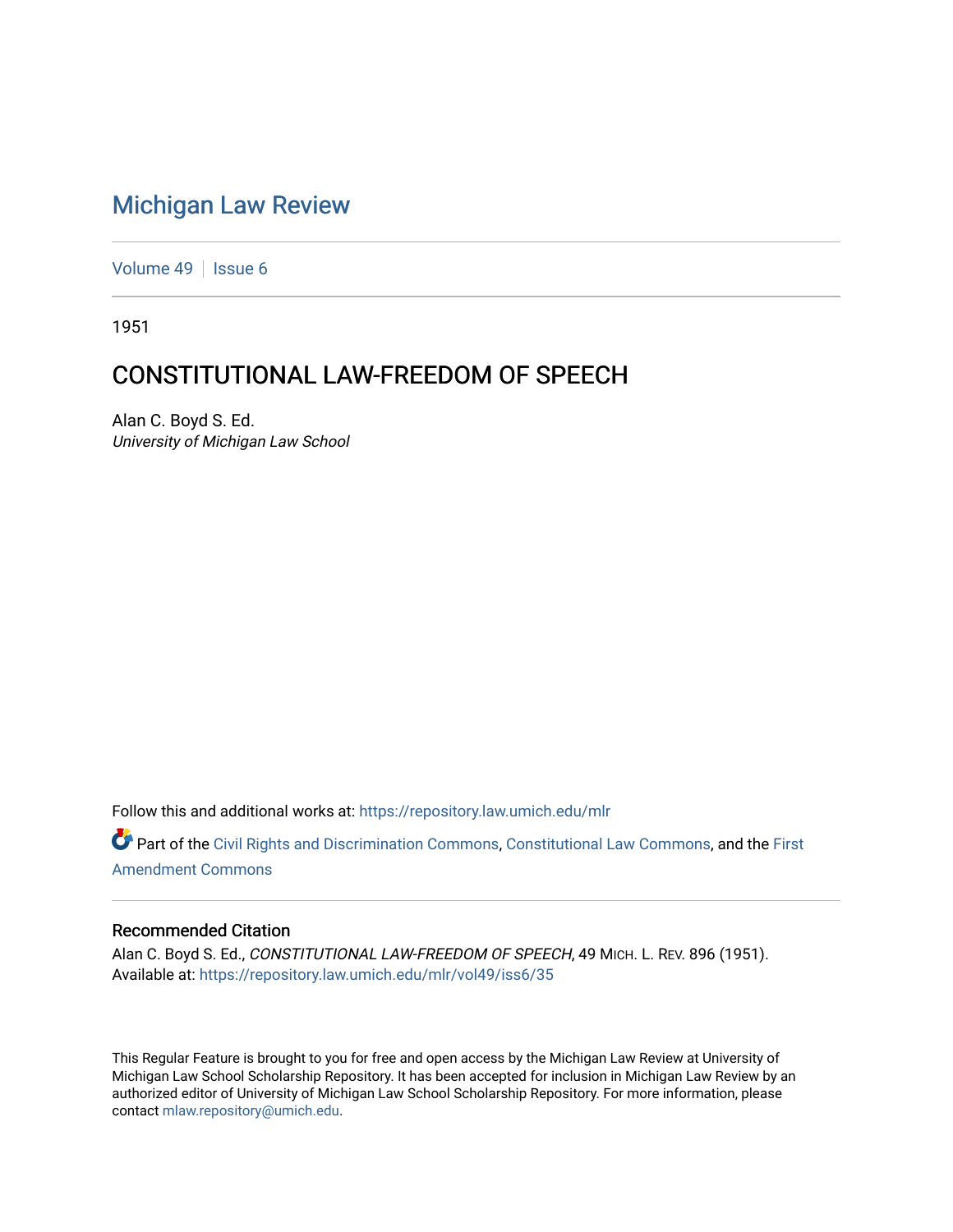# Michigan Law Review

Volume 49 | Issue 6

1951

## CONSTITUTIONAL LAW-FREEDOM OF SPEECH

Alan C. Boyd S. Ed.
*University of Michigan Law School*

Follow this and additional works at: https://repository.law.umich.edu/mlr

Part of the Civil Rights and Discrimination Commons, Constitutional Law Commons, and the First Amendment Commons

### Recommended Citation

Alan C. Boyd S. Ed., *CONSTITUTIONAL LAW-FREEDOM OF SPEECH*, 49 MICH. L. REV. 896 (1951).
Available at: https://repository.law.umich.edu/mlr/vol49/iss6/35

This Regular Feature is brought to you for free and open access by the Michigan Law Review at University of Michigan Law School Scholarship Repository. It has been accepted for inclusion in Michigan Law Review by an authorized editor of University of Michigan Law School Scholarship Repository. For more information, please contact mlaw.repository@umich.edu.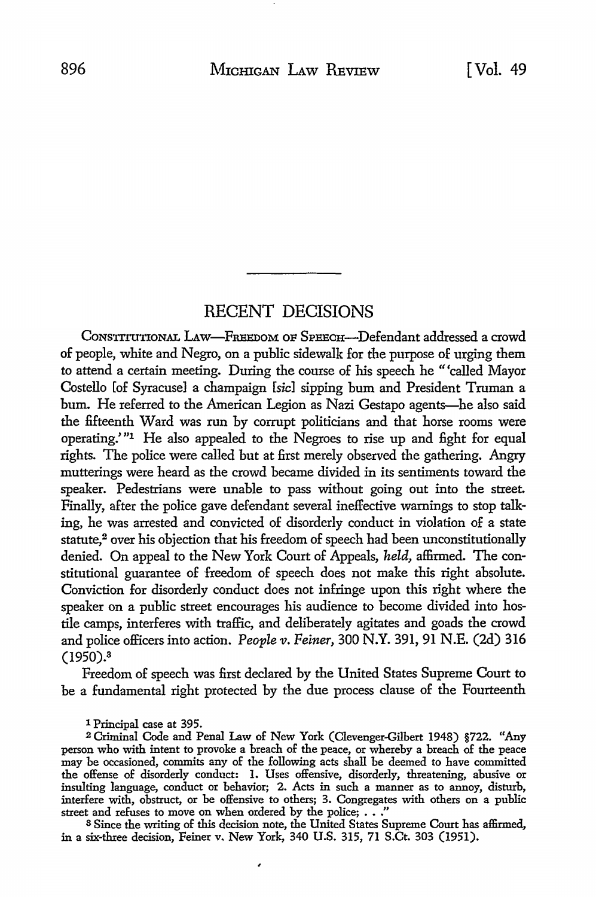## RECENT DECISIONS

Constitutional Law—Freedom of Speech—Defendant addressed a crowd of people, white and Negro, on a public sidewalk for the purpose of urging them to attend a certain meeting. During the course of his speech he "'called Mayor Costello [of Syracuse] a champaign [*sic*] sipping bum and President Truman a bum. He referred to the American Legion as Nazi Gestapo agents—he also said the fifteenth Ward was run by corrupt politicians and that horse rooms were operating.'"[1] He also appealed to the Negroes to rise up and fight for equal rights. The police were called but at first merely observed the gathering. Angry mutterings were heard as the crowd became divided in its sentiments toward the speaker. Pedestrians were unable to pass without going out into the street. Finally, after the police gave defendant several ineffective warnings to stop talking, he was arrested and convicted of disorderly conduct in violation of a state statute,[2] over his objection that his freedom of speech had been unconstitutionally denied. On appeal to the New York Court of Appeals, *held*, affirmed. The constitutional guarantee of freedom of speech does not make this right absolute. Conviction for disorderly conduct does not infringe upon this right where the speaker on a public street encourages his audience to become divided into hostile camps, interferes with traffic, and deliberately agitates and goads the crowd and police officers into action. *People v. Feiner*, 300 N.Y. 391, 91 N.E. (2d) 316 (1950).[3]

Freedom of speech was first declared by the United States Supreme Court to be a fundamental right protected by the due process clause of the Fourteenth

---

[1] Principal case at 395.

[2] Criminal Code and Penal Law of New York (Clevenger-Gilbert 1948) §722. "Any person who with intent to provoke a breach of the peace, or whereby a breach of the peace may be occasioned, commits any of the following acts shall be deemed to have committed the offense of disorderly conduct: 1. Uses offensive, disorderly, threatening, abusive or insulting language, conduct or behavior; 2. Acts in such a manner as to annoy, disturb, interfere with, obstruct, or be offensive to others; 3. Congregates with others on a public street and refuses to move on when ordered by the police; . . ."

[3] Since the writing of this decision note, the United States Supreme Court has affirmed, in a six-three decision, Feiner v. New York, 340 U.S. 315, 71 S.Ct. 303 (1951).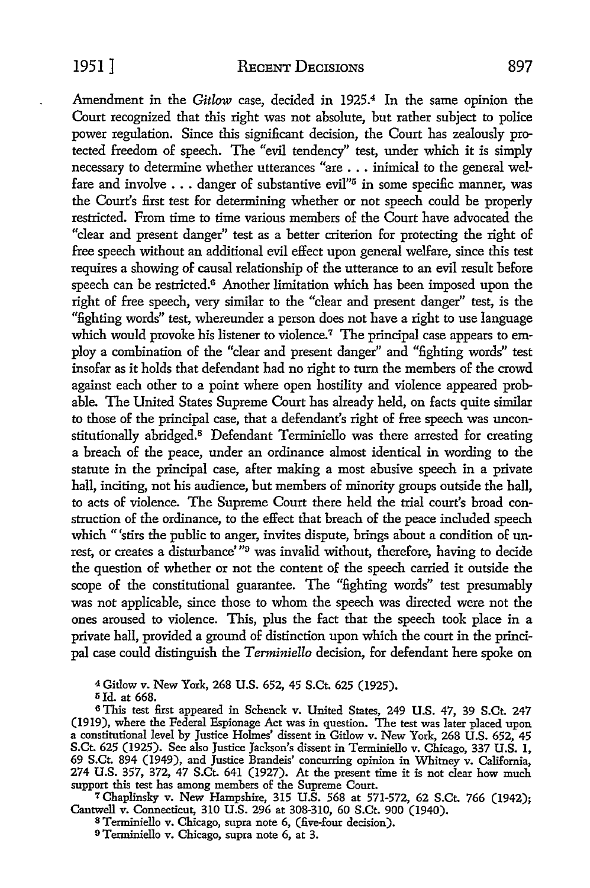Amendment in the *Gitlow* case, decided in 1925.[4] In the same opinion the Court recognized that this right was not absolute, but rather subject to police power regulation. Since this significant decision, the Court has zealously protected freedom of speech. The "evil tendency" test, under which it is simply necessary to determine whether utterances "are . . . inimical to the general welfare and involve . . . danger of substantive evil"[5] in some specific manner, was the Court's first test for determining whether or not speech could be properly restricted. From time to time various members of the Court have advocated the "clear and present danger" test as a better criterion for protecting the right of free speech without an additional evil effect upon general welfare, since this test requires a showing of causal relationship of the utterance to an evil result before speech can be restricted.[6] Another limitation which has been imposed upon the right of free speech, very similar to the "clear and present danger" test, is the "fighting words" test, whereunder a person does not have a right to use language which would provoke his listener to violence.[7] The principal case appears to employ a combination of the "clear and present danger" and "fighting words" test insofar as it holds that defendant had no right to turn the members of the crowd against each other to a point where open hostility and violence appeared probable. The United States Supreme Court has already held, on facts quite similar to those of the principal case, that a defendant's right of free speech was unconstitutionally abridged.[8] Defendant Terminiello was there arrested for creating a breach of the peace, under an ordinance almost identical in wording to the statute in the principal case, after making a most abusive speech in a private hall, inciting, not his audience, but members of minority groups outside the hall, to acts of violence. The Supreme Court there held the trial court's broad construction of the ordinance, to the effect that breach of the peace included speech which "'stirs the public to anger, invites dispute, brings about a condition of unrest, or creates a disturbance'"[9] was invalid without, therefore, having to decide the question of whether or not the content of the speech carried it outside the scope of the constitutional guarantee. The "fighting words" test presumably was not applicable, since those to whom the speech was directed were not the ones aroused to violence. This, plus the fact that the speech took place in a private hall, provided a ground of distinction upon which the court in the principal case could distinguish the *Terminiello* decision, for defendant here spoke on

[4] Gitlow v. New York, 268 U.S. 652, 45 S.Ct. 625 (1925).

[5] Id. at 668.

[6] This test first appeared in Schenck v. United States, 249 U.S. 47, 39 S.Ct. 247 (1919), where the Federal Espionage Act was in question. The test was later placed upon a constitutional level by Justice Holmes' dissent in Gitlow v. New York, 268 U.S. 652, 45 S.Ct. 625 (1925). See also Justice Jackson's dissent in Terminiello v. Chicago, 337 U.S. 1, 69 S.Ct. 894 (1949), and Justice Brandeis' concurring opinion in Whitney v. California, 274 U.S. 357, 372, 47 S.Ct. 641 (1927). At the present time it is not clear how much support this test has among members of the Supreme Court.

[7] Chaplinsky v. New Hampshire, 315 U.S. 568 at 571-572, 62 S.Ct. 766 (1942); Cantwell v. Connecticut, 310 U.S. 296 at 308-310, 60 S.Ct. 900 (1940).

[8] Terminiello v. Chicago, supra note 6, (five-four decision).

[9] Terminiello v. Chicago, supra note 6, at 3.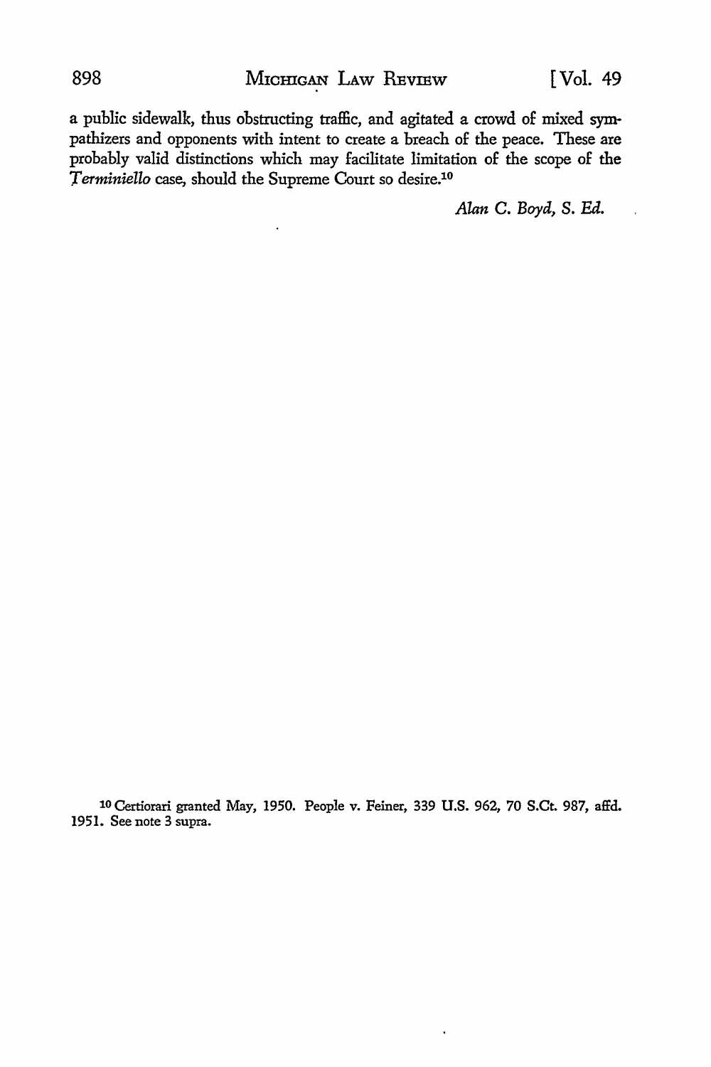a public sidewalk, thus obstructing traffic, and agitated a crowd of mixed sympathizers and opponents with intent to create a breach of the peace. These are probably valid distinctions which may facilitate limitation of the scope of the *Terminiello* case, should the Supreme Court so desire.[10]

*Alan C. Boyd, S. Ed.*

[10] Certiorari granted May, 1950. People v. Feiner, 339 U.S. 962, 70 S.Ct. 987, affd. 1951. See note 3 supra.